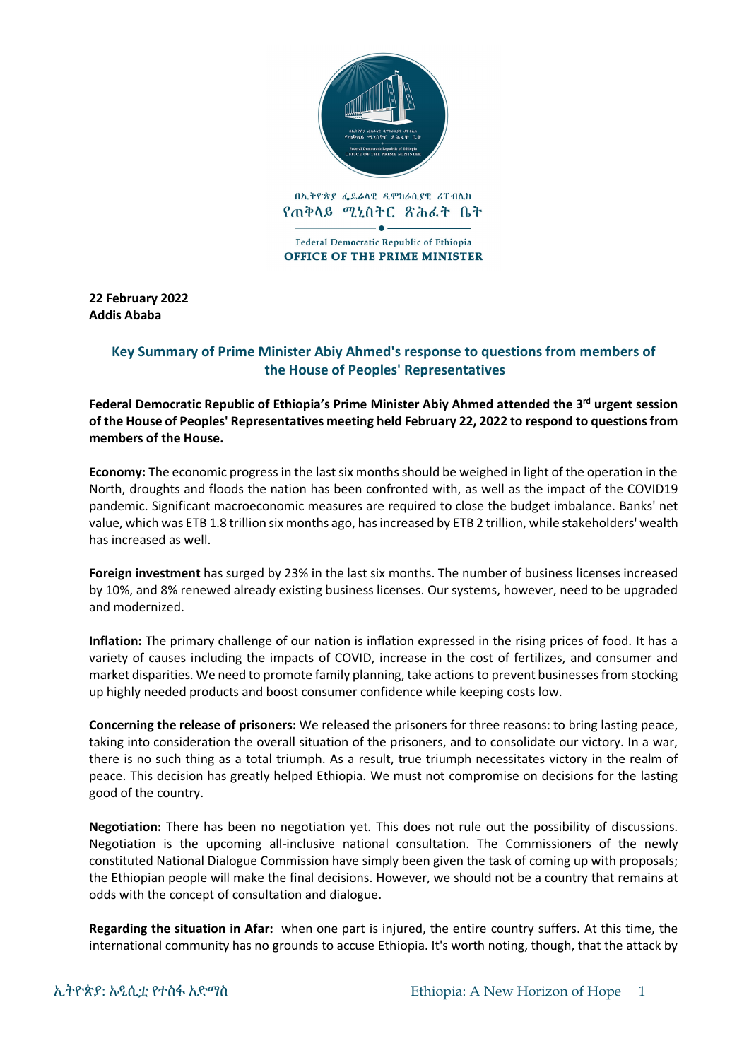በኢትዮጵያ ፌዴራላዊ ዲሞክራሲያዊ ሪፐብሊክ
የጠቅላይ ሚኒስትር ጽሕፈት ቤት

Federal Democratic Republic of Ethiopia
**OFFICE OF THE PRIME MINISTER**

**22 February 2022**
**Addis Ababa**

## Key Summary of Prime Minister Abiy Ahmed's response to questions from members of the House of Peoples' Representatives

**Federal Democratic Republic of Ethiopia's Prime Minister Abiy Ahmed attended the 3rd urgent session of the House of Peoples' Representatives meeting held February 22, 2022 to respond to questions from members of the House.**

**Economy:** The economic progress in the last six months should be weighed in light of the operation in the North, droughts and floods the nation has been confronted with, as well as the impact of the COVID19 pandemic. Significant macroeconomic measures are required to close the budget imbalance. Banks' net value, which was ETB 1.8 trillion six months ago, has increased by ETB 2 trillion, while stakeholders' wealth has increased as well.

**Foreign investment** has surged by 23% in the last six months. The number of business licenses increased by 10%, and 8% renewed already existing business licenses. Our systems, however, need to be upgraded and modernized.

**Inflation:** The primary challenge of our nation is inflation expressed in the rising prices of food. It has a variety of causes including the impacts of COVID, increase in the cost of fertilizes, and consumer and market disparities. We need to promote family planning, take actions to prevent businesses from stocking up highly needed products and boost consumer confidence while keeping costs low.

**Concerning the release of prisoners:** We released the prisoners for three reasons: to bring lasting peace, taking into consideration the overall situation of the prisoners, and to consolidate our victory. In a war, there is no such thing as a total triumph. As a result, true triumph necessitates victory in the realm of peace. This decision has greatly helped Ethiopia. We must not compromise on decisions for the lasting good of the country.

**Negotiation:** There has been no negotiation yet. This does not rule out the possibility of discussions. Negotiation is the upcoming all-inclusive national consultation. The Commissioners of the newly constituted National Dialogue Commission have simply been given the task of coming up with proposals; the Ethiopian people will make the final decisions. However, we should not be a country that remains at odds with the concept of consultation and dialogue.

**Regarding the situation in Afar:** when one part is injured, the entire country suffers. At this time, the international community has no grounds to accuse Ethiopia. It's worth noting, though, that the attack by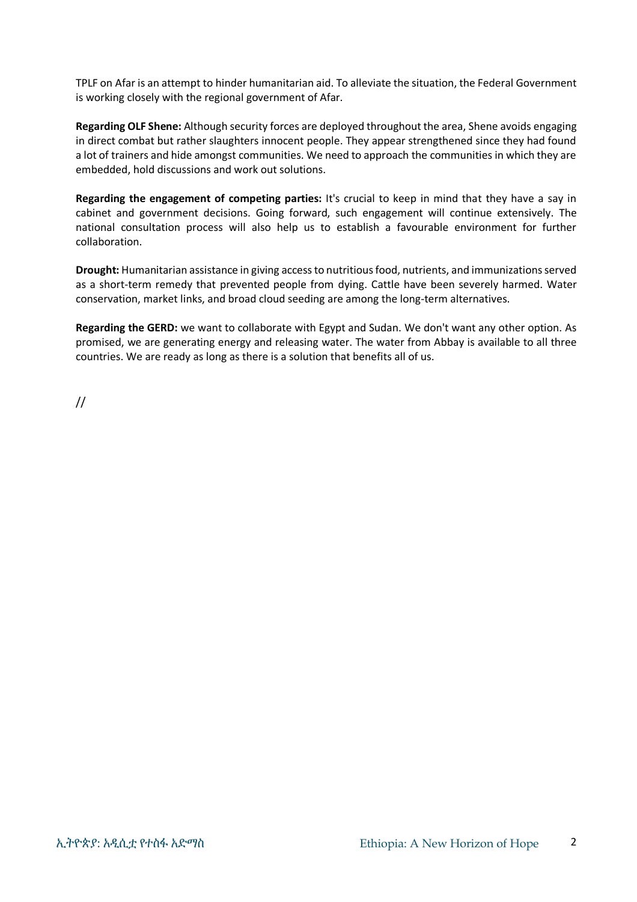TPLF on Afar is an attempt to hinder humanitarian aid. To alleviate the situation, the Federal Government is working closely with the regional government of Afar.

**Regarding OLF Shene:** Although security forces are deployed throughout the area, Shene avoids engaging in direct combat but rather slaughters innocent people. They appear strengthened since they had found a lot of trainers and hide amongst communities. We need to approach the communities in which they are embedded, hold discussions and work out solutions.

**Regarding the engagement of competing parties:** It's crucial to keep in mind that they have a say in cabinet and government decisions. Going forward, such engagement will continue extensively. The national consultation process will also help us to establish a favourable environment for further collaboration.

**Drought:** Humanitarian assistance in giving access to nutritious food, nutrients, and immunizations served as a short-term remedy that prevented people from dying. Cattle have been severely harmed. Water conservation, market links, and broad cloud seeding are among the long-term alternatives.

**Regarding the GERD:** we want to collaborate with Egypt and Sudan. We don't want any other option. As promised, we are generating energy and releasing water. The water from Abbay is available to all three countries. We are ready as long as there is a solution that benefits all of us.

//